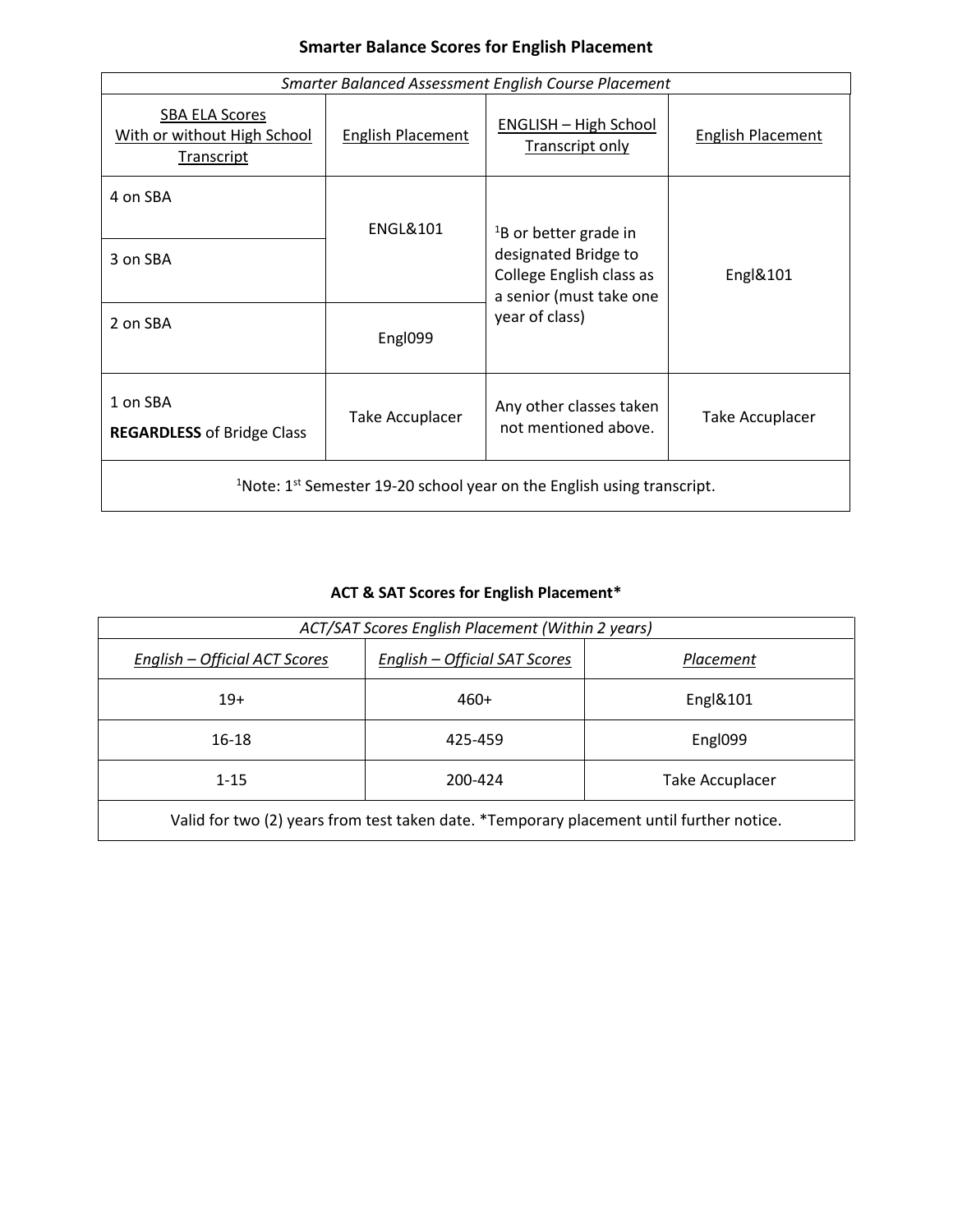## Smarter Balance Scores for English Placement

| *Smarter Balanced Assessment English Course Placement* | | | |
|---|---|---|---|
| SBA ELA Scores With or without High School Transcript | English Placement | ENGLISH – High School Transcript only | English Placement |
| 4 on SBA | ENGL&101 | [1]B or better grade in designated Bridge to College English class as a senior (must take one year of class) | Engl&101 |
| 3 on SBA | | | |
| 2 on SBA | Engl099 | | |
| 1 on SBA **REGARDLESS** of Bridge Class | Take Accuplacer | Any other classes taken not mentioned above. | Take Accuplacer |
| [1]Note: 1st Semester 19-20 school year on the English using transcript. | | | |

## ACT & SAT Scores for English Placement*

| *ACT/SAT Scores English Placement (Within 2 years)* | | |
|---|---|---|
| *English – Official ACT Scores* | *English – Official SAT Scores* | *Placement* |
| 19+ | 460+ | Engl&101 |
| 16-18 | 425-459 | Engl099 |
| 1-15 | 200-424 | Take Accuplacer |
| Valid for two (2) years from test taken date. *Temporary placement until further notice. | | |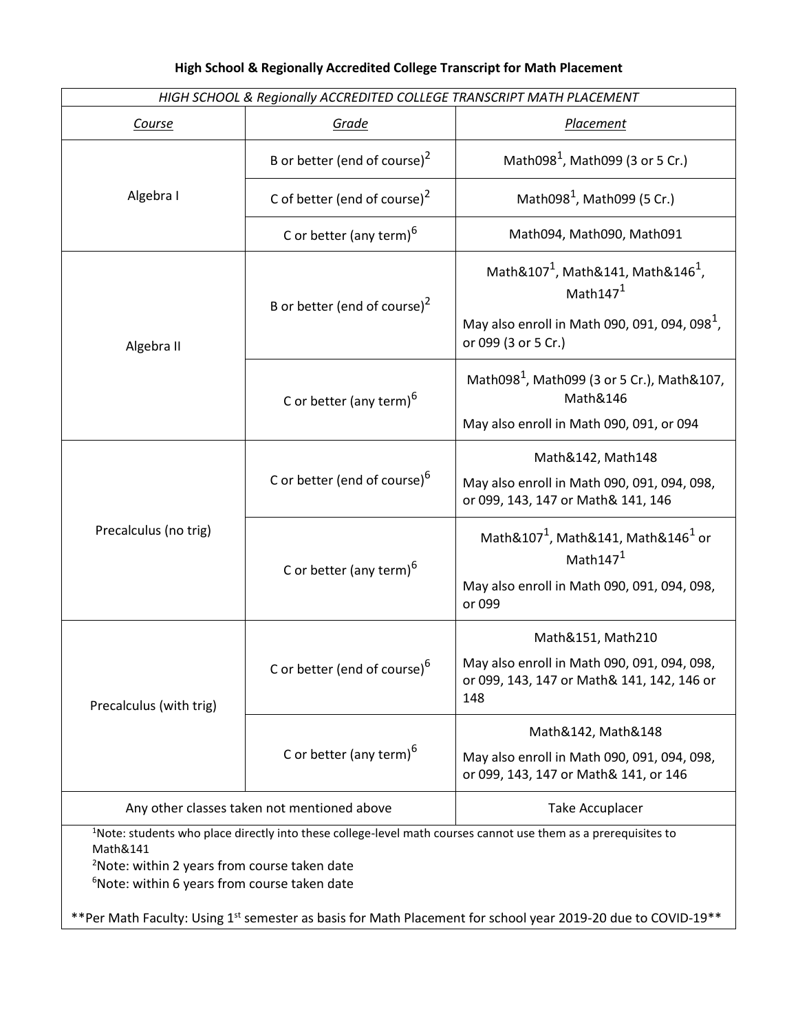**High School & Regionally Accredited College Transcript for Math Placement**

| *HIGH SCHOOL & Regionally ACCREDITED COLLEGE TRANSCRIPT MATH PLACEMENT* | | |
|---|---|---|
| *Course* | *Grade* | *Placement* |
| Algebra I | B or better (end of course)[2] | Math098[1], Math099 (3 or 5 Cr.) |
| | C of better (end of course)[2] | Math098[1], Math099 (5 Cr.) |
| | C or better (any term)[6] | Math094, Math090, Math091 |
| Algebra II | B or better (end of course)[2] | Math&107[1], Math&141, Math&146[1], Math147[1]<br>May also enroll in Math 090, 091, 094, 098[1], or 099 (3 or 5 Cr.) |
| | C or better (any term)[6] | Math098[1], Math099 (3 or 5 Cr.), Math&107, Math&146<br>May also enroll in Math 090, 091, or 094 |
| Precalculus (no trig) | C or better (end of course)[6] | Math&142, Math148<br>May also enroll in Math 090, 091, 094, 098, or 099, 143, 147 or Math& 141, 146 |
| | C or better (any term)[6] | Math&107[1], Math&141, Math&146[1] or Math147[1]<br>May also enroll in Math 090, 091, 094, 098, or 099 |
| Precalculus (with trig) | C or better (end of course)[6] | Math&151, Math210<br>May also enroll in Math 090, 091, 094, 098, or 099, 143, 147 or Math& 141, 142, 146 or 148 |
| | C or better (any term)[6] | Math&142, Math&148<br>May also enroll in Math 090, 091, 094, 098, or 099, 143, 147 or Math& 141, or 146 |
| Any other classes taken not mentioned above | | Take Accuplacer |

[1]Note: students who place directly into these college-level math courses cannot use them as a prerequisites to Math&141

[2]Note: within 2 years from course taken date

[6]Note: within 6 years from course taken date

**Per Math Faculty: Using 1st semester as basis for Math Placement for school year 2019-20 due to COVID-19**